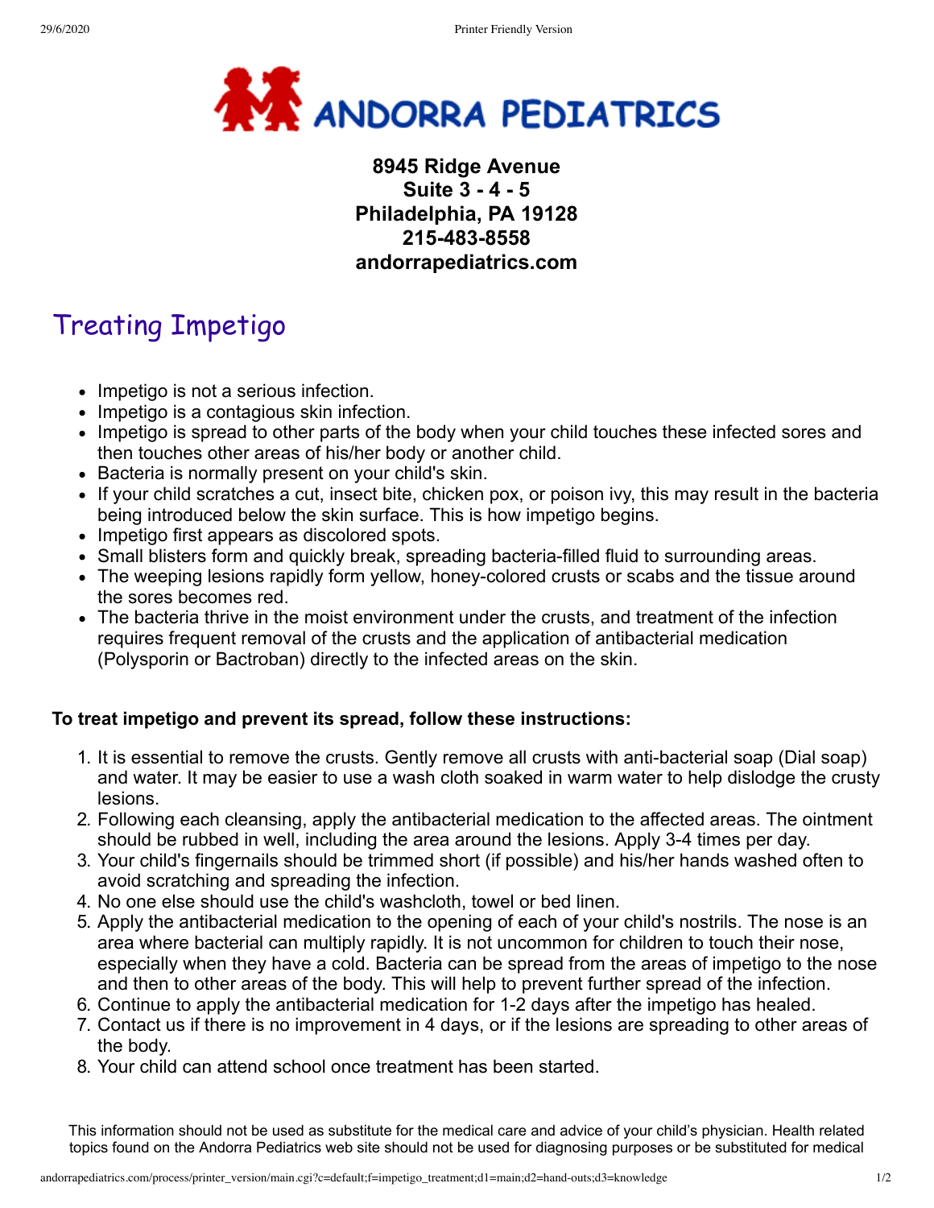# ANDORRA PEDIATRICS

**8945 Ridge Avenue**
**Suite 3 - 4 - 5**
**Philadelphia, PA 19128**
**215-483-8558**
**andorrapediatrics.com**

## Treating Impetigo

- Impetigo is not a serious infection.
- Impetigo is a contagious skin infection.
- Impetigo is spread to other parts of the body when your child touches these infected sores and then touches other areas of his/her body or another child.
- Bacteria is normally present on your child's skin.
- If your child scratches a cut, insect bite, chicken pox, or poison ivy, this may result in the bacteria being introduced below the skin surface. This is how impetigo begins.
- Impetigo first appears as discolored spots.
- Small blisters form and quickly break, spreading bacteria-filled fluid to surrounding areas.
- The weeping lesions rapidly form yellow, honey-colored crusts or scabs and the tissue around the sores becomes red.
- The bacteria thrive in the moist environment under the crusts, and treatment of the infection requires frequent removal of the crusts and the application of antibacterial medication (Polysporin or Bactroban) directly to the infected areas on the skin.

**To treat impetigo and prevent its spread, follow these instructions:**

1. It is essential to remove the crusts. Gently remove all crusts with anti-bacterial soap (Dial soap) and water. It may be easier to use a wash cloth soaked in warm water to help dislodge the crusty lesions.
2. Following each cleansing, apply the antibacterial medication to the affected areas. The ointment should be rubbed in well, including the area around the lesions. Apply 3-4 times per day.
3. Your child's fingernails should be trimmed short (if possible) and his/her hands washed often to avoid scratching and spreading the infection.
4. No one else should use the child's washcloth, towel or bed linen.
5. Apply the antibacterial medication to the opening of each of your child's nostrils. The nose is an area where bacterial can multiply rapidly. It is not uncommon for children to touch their nose, especially when they have a cold. Bacteria can be spread from the areas of impetigo to the nose and then to other areas of the body. This will help to prevent further spread of the infection.
6. Continue to apply the antibacterial medication for 1-2 days after the impetigo has healed.
7. Contact us if there is no improvement in 4 days, or if the lesions are spreading to other areas of the body.
8. Your child can attend school once treatment has been started.

This information should not be used as substitute for the medical care and advice of your child's physician. Health related topics found on the Andorra Pediatrics web site should not be used for diagnosing purposes or be substituted for medical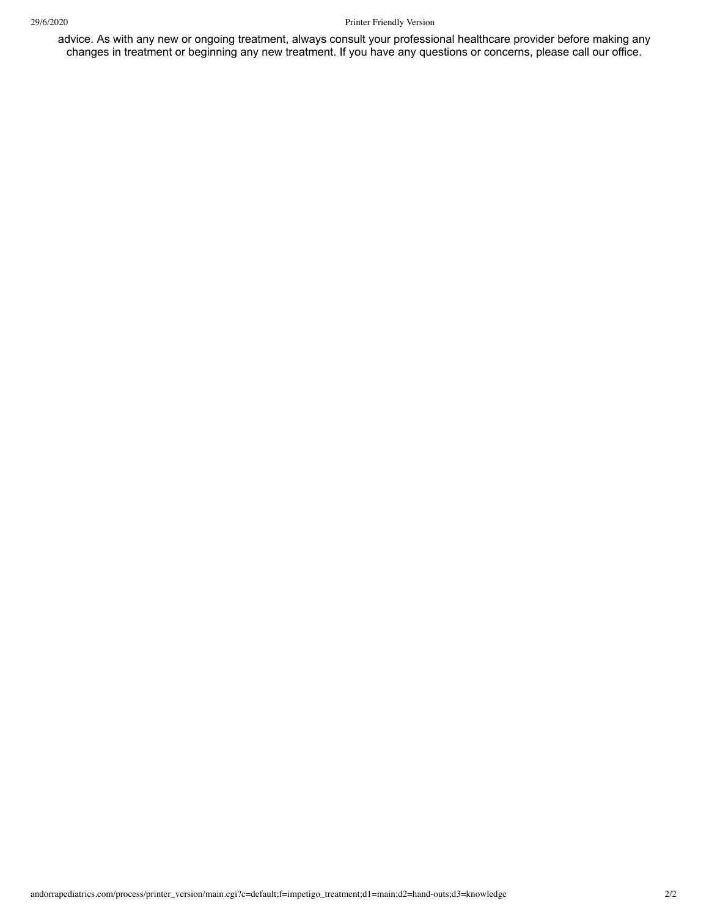advice. As with any new or ongoing treatment, always consult your professional healthcare provider before making any changes in treatment or beginning any new treatment. If you have any questions or concerns, please call our office.